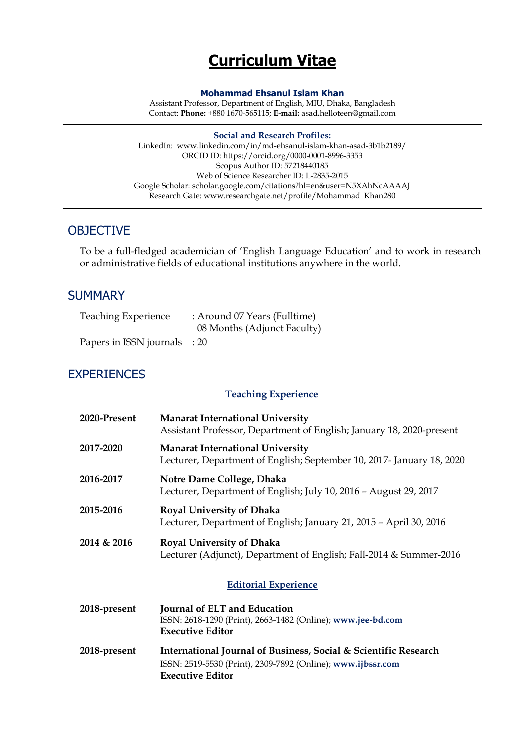# Curriculum Vitae

**Mohammad Ehsanul Islam Khan**
Assistant Professor, Department of English, MIU, Dhaka, Bangladesh
Contact: **Phone:** +880 1670-565115; **E-mail:** asad.helloteen@gmail.com

---

**Social and Research Profiles:**

LinkedIn: www.linkedin.com/in/md-ehsanul-islam-khan-asad-3b1b2189/
ORCID ID: https://orcid.org/0000-0001-8996-3353
Scopus Author ID: 57218440185
Web of Science Researcher ID: L-2835-2015
Google Scholar: scholar.google.com/citations?hl=en&user=N5XAhNcAAAAJ
Research Gate: www.researchgate.net/profile/Mohammad_Khan280

---

## OBJECTIVE

To be a full-fledged academician of 'English Language Education' and to work in research or administrative fields of educational institutions anywhere in the world.

## SUMMARY

| | |
|---|---|
| Teaching Experience | : Around 07 Years (Fulltime) 08 Months (Adjunct Faculty) |
| Papers in ISSN journals | : 20 |

## EXPERIENCES

### Teaching Experience

**2020-Present** — **Manarat International University**
Assistant Professor, Department of English; January 18, 2020-present

**2017-2020** — **Manarat International University**
Lecturer, Department of English; September 10, 2017- January 18, 2020

**2016-2017** — **Notre Dame College, Dhaka**
Lecturer, Department of English; July 10, 2016 – August 29, 2017

**2015-2016** — **Royal University of Dhaka**
Lecturer, Department of English; January 21, 2015 – April 30, 2016

**2014 & 2016** — **Royal University of Dhaka**
Lecturer (Adjunct), Department of English; Fall-2014 & Summer-2016

### Editorial Experience

**2018-present** — **Journal of ELT and Education**
ISSN: 2618-1290 (Print), 2663-1482 (Online); **www.jee-bd.com**
**Executive Editor**

**2018-present** — **International Journal of Business, Social & Scientific Research**
ISSN: 2519-5530 (Print), 2309-7892 (Online); **www.ijbssr.com**
**Executive Editor**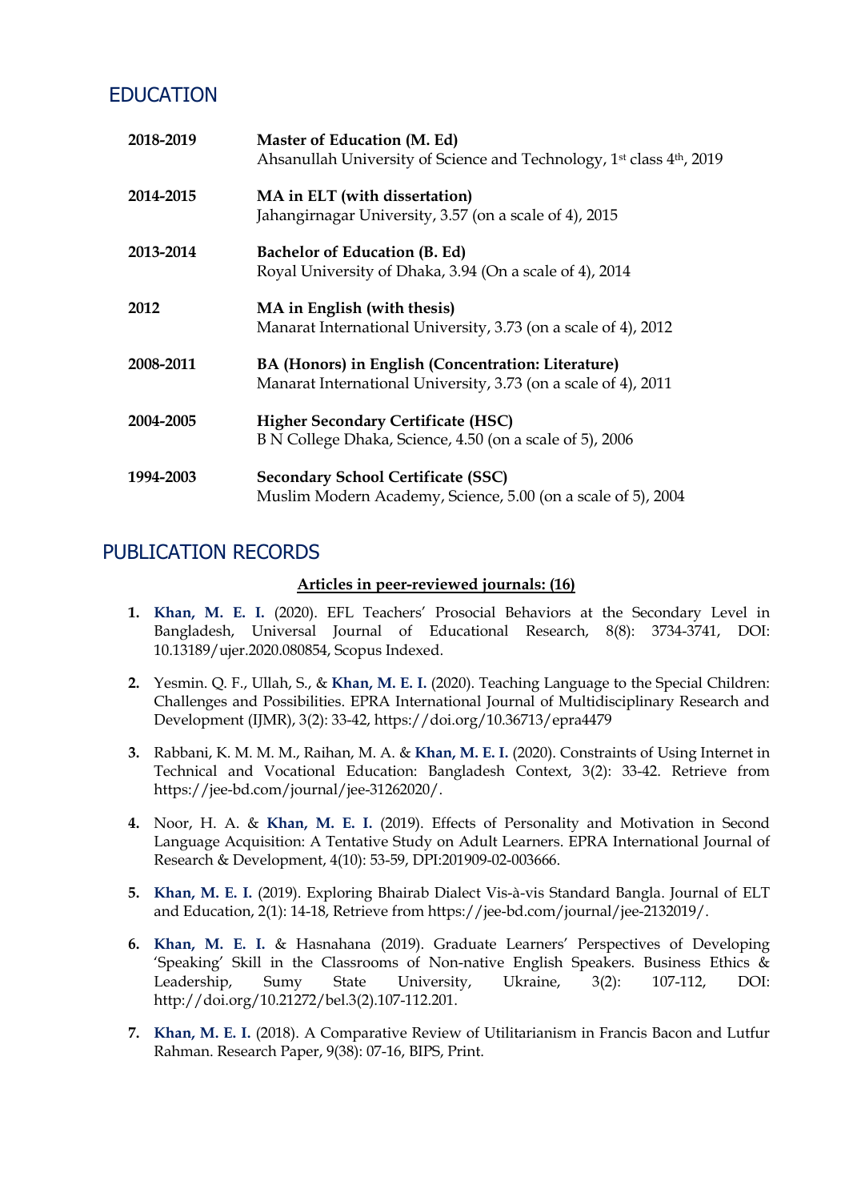## EDUCATION

| | |
|---|---|
| **2018-2019** | **Master of Education (M. Ed)**<br>Ahsanullah University of Science and Technology, 1st class 4th, 2019 |
| **2014-2015** | **MA in ELT (with dissertation)**<br>Jahangirnagar University, 3.57 (on a scale of 4), 2015 |
| **2013-2014** | **Bachelor of Education (B. Ed)**<br>Royal University of Dhaka, 3.94 (On a scale of 4), 2014 |
| **2012** | **MA in English (with thesis)**<br>Manarat International University, 3.73 (on a scale of 4), 2012 |
| **2008-2011** | **BA (Honors) in English (Concentration: Literature)**<br>Manarat International University, 3.73 (on a scale of 4), 2011 |
| **2004-2005** | **Higher Secondary Certificate (HSC)**<br>B N College Dhaka, Science, 4.50 (on a scale of 5), 2006 |
| **1994-2003** | **Secondary School Certificate (SSC)**<br>Muslim Modern Academy, Science, 5.00 (on a scale of 5), 2004 |

## PUBLICATION RECORDS

**Articles in peer-reviewed journals: (16)**

1. **Khan, M. E. I.** (2020). EFL Teachers' Prosocial Behaviors at the Secondary Level in Bangladesh, Universal Journal of Educational Research, 8(8): 3734-3741, DOI: 10.13189/ujer.2020.080854, Scopus Indexed.

2. Yesmin. Q. F., Ullah, S., & **Khan, M. E. I.** (2020). Teaching Language to the Special Children: Challenges and Possibilities. EPRA International Journal of Multidisciplinary Research and Development (IJMR), 3(2): 33-42, https://doi.org/10.36713/epra4479

3. Rabbani, K. M. M. M., Raihan, M. A. & **Khan, M. E. I.** (2020). Constraints of Using Internet in Technical and Vocational Education: Bangladesh Context, 3(2): 33-42. Retrieve from https://jee-bd.com/journal/jee-31262020/.

4. Noor, H. A. & **Khan, M. E. I.** (2019). Effects of Personality and Motivation in Second Language Acquisition: A Tentative Study on Adult Learners. EPRA International Journal of Research & Development, 4(10): 53-59, DPI:201909-02-003666.

5. **Khan, M. E. I.** (2019). Exploring Bhairab Dialect Vis-à-vis Standard Bangla. Journal of ELT and Education, 2(1): 14-18, Retrieve from https://jee-bd.com/journal/jee-2132019/.

6. **Khan, M. E. I.** & Hasnahana (2019). Graduate Learners' Perspectives of Developing 'Speaking' Skill in the Classrooms of Non-native English Speakers. Business Ethics & Leadership, Sumy State University, Ukraine, 3(2): 107-112, DOI: http://doi.org/10.21272/bel.3(2).107-112.201.

7. **Khan, M. E. I.** (2018). A Comparative Review of Utilitarianism in Francis Bacon and Lutfur Rahman. Research Paper, 9(38): 07-16, BIPS, Print.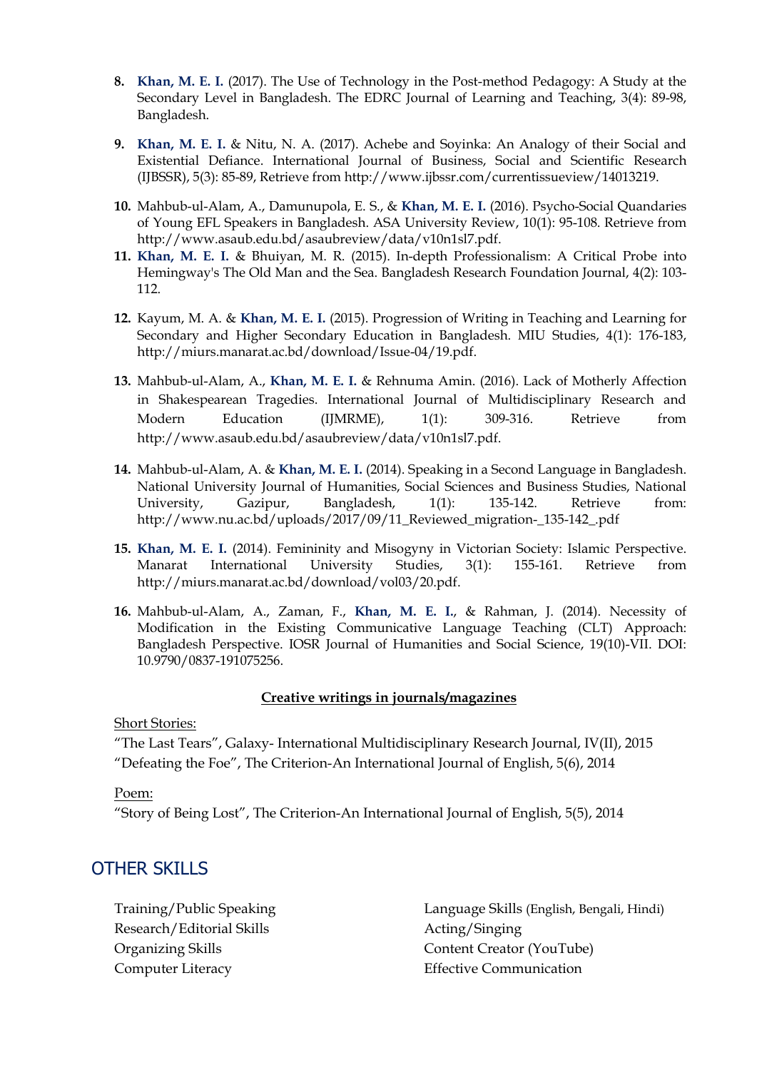8. **Khan, M. E. I.** (2017). The Use of Technology in the Post-method Pedagogy: A Study at the Secondary Level in Bangladesh. The EDRC Journal of Learning and Teaching, 3(4): 89-98, Bangladesh.

9. **Khan, M. E. I.** & Nitu, N. A. (2017). Achebe and Soyinka: An Analogy of their Social and Existential Defiance. International Journal of Business, Social and Scientific Research (IJBSSR), 5(3): 85-89, Retrieve from http://www.ijbssr.com/currentissueview/14013219.

10. Mahbub-ul-Alam, A., Damunupola, E. S., & **Khan, M. E. I.** (2016). Psycho-Social Quandaries of Young EFL Speakers in Bangladesh. ASA University Review, 10(1): 95-108. Retrieve from http://www.asaub.edu.bd/asaubreview/data/v10n1sl7.pdf.

11. **Khan, M. E. I.** & Bhuiyan, M. R. (2015). In-depth Professionalism: A Critical Probe into Hemingway's The Old Man and the Sea. Bangladesh Research Foundation Journal, 4(2): 103-112.

12. Kayum, M. A. & **Khan, M. E. I.** (2015). Progression of Writing in Teaching and Learning for Secondary and Higher Secondary Education in Bangladesh. MIU Studies, 4(1): 176-183, http://miurs.manarat.ac.bd/download/Issue-04/19.pdf.

13. Mahbub-ul-Alam, A., **Khan, M. E. I.** & Rehnuma Amin. (2016). Lack of Motherly Affection in Shakespearean Tragedies. International Journal of Multidisciplinary Research and Modern Education (IJMRME), 1(1): 309-316. Retrieve from http://www.asaub.edu.bd/asaubreview/data/v10n1sl7.pdf.

14. Mahbub-ul-Alam, A. & **Khan, M. E. I.** (2014). Speaking in a Second Language in Bangladesh. National University Journal of Humanities, Social Sciences and Business Studies, National University, Gazipur, Bangladesh, 1(1): 135-142. Retrieve from: http://www.nu.ac.bd/uploads/2017/09/11_Reviewed_migration-_135-142_.pdf

15. **Khan, M. E. I.** (2014). Femininity and Misogyny in Victorian Society: Islamic Perspective. Manarat International University Studies, 3(1): 155-161. Retrieve from http://miurs.manarat.ac.bd/download/vol03/20.pdf.

16. Mahbub-ul-Alam, A., Zaman, F., **Khan, M. E. I.**, & Rahman, J. (2014). Necessity of Modification in the Existing Communicative Language Teaching (CLT) Approach: Bangladesh Perspective. IOSR Journal of Humanities and Social Science, 19(10)-VII. DOI: 10.9790/0837-191075256.

**Creative writings in journals/magazines**

Short Stories:

"The Last Tears", Galaxy- International Multidisciplinary Research Journal, IV(II), 2015
"Defeating the Foe", The Criterion-An International Journal of English, 5(6), 2014

Poem:

"Story of Being Lost", The Criterion-An International Journal of English, 5(5), 2014

## OTHER SKILLS

- Training/Public Speaking
- Research/Editorial Skills
- Organizing Skills
- Computer Literacy
- Language Skills (English, Bengali, Hindi)
- Acting/Singing
- Content Creator (YouTube)
- Effective Communication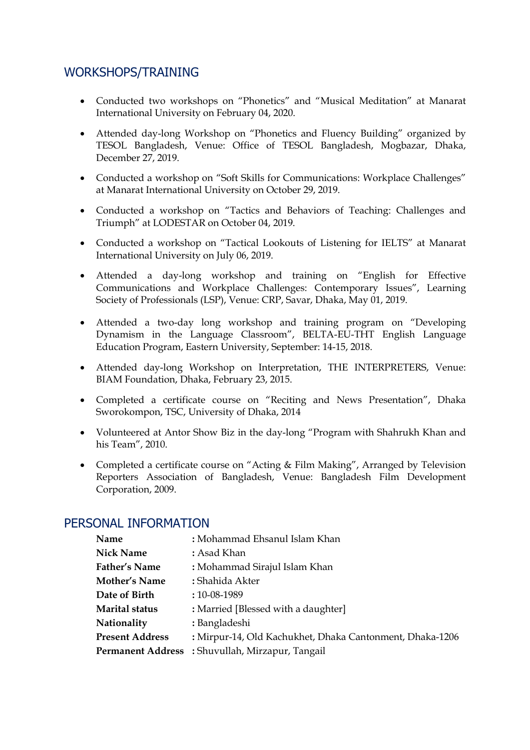## WORKSHOPS/TRAINING

- Conducted two workshops on “Phonetics” and “Musical Meditation” at Manarat International University on February 04, 2020.
- Attended day-long Workshop on “Phonetics and Fluency Building” organized by TESOL Bangladesh, Venue: Office of TESOL Bangladesh, Mogbazar, Dhaka, December 27, 2019.
- Conducted a workshop on “Soft Skills for Communications: Workplace Challenges” at Manarat International University on October 29, 2019.
- Conducted a workshop on “Tactics and Behaviors of Teaching: Challenges and Triumph” at LODESTAR on October 04, 2019.
- Conducted a workshop on “Tactical Lookouts of Listening for IELTS” at Manarat International University on July 06, 2019.
- Attended a day-long workshop and training on “English for Effective Communications and Workplace Challenges: Contemporary Issues”, Learning Society of Professionals (LSP), Venue: CRP, Savar, Dhaka, May 01, 2019.
- Attended a two-day long workshop and training program on “Developing Dynamism in the Language Classroom”, BELTA-EU-THT English Language Education Program, Eastern University, September: 14-15, 2018.
- Attended day-long Workshop on Interpretation, THE INTERPRETERS, Venue: BIAM Foundation, Dhaka, February 23, 2015.
- Completed a certificate course on “Reciting and News Presentation”, Dhaka Sworokompon, TSC, University of Dhaka, 2014
- Volunteered at Antor Show Biz in the day-long “Program with Shahrukh Khan and his Team”, 2010.
- Completed a certificate course on “Acting & Film Making”, Arranged by Television Reporters Association of Bangladesh, Venue: Bangladesh Film Development Corporation, 2009.

## PERSONAL INFORMATION

| | |
|---|---|
| **Name** | : Mohammad Ehsanul Islam Khan |
| **Nick Name** | : Asad Khan |
| **Father’s Name** | : Mohammad Sirajul Islam Khan |
| **Mother’s Name** | : Shahida Akter |
| **Date of Birth** | : 10-08-1989 |
| **Marital status** | : Married [Blessed with a daughter] |
| **Nationality** | : Bangladeshi |
| **Present Address** | : Mirpur-14, Old Kachukhet, Dhaka Cantonment, Dhaka-1206 |
| **Permanent Address** | : Shuvullah, Mirzapur, Tangail |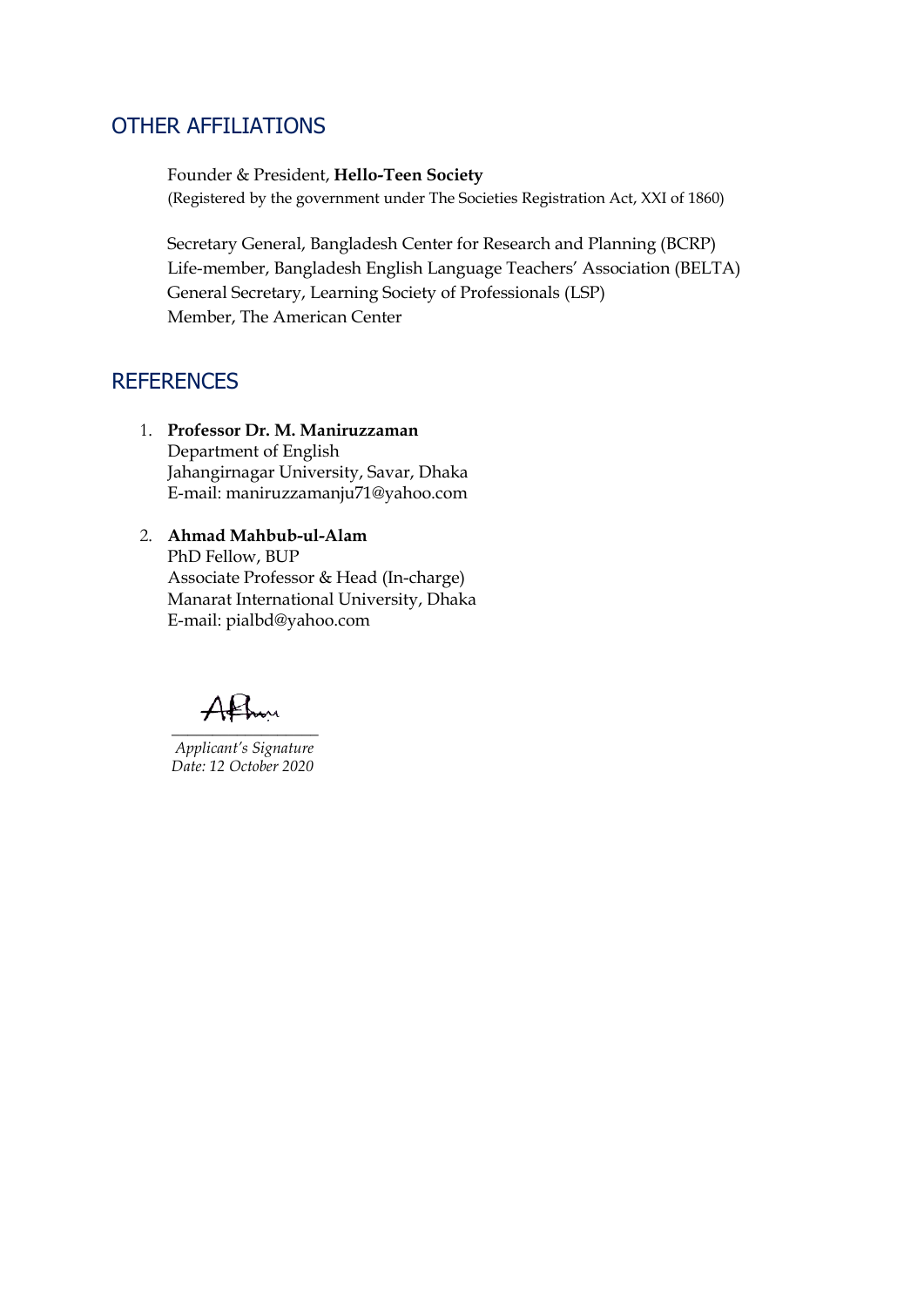## OTHER AFFILIATIONS

Founder & President, **Hello-Teen Society**
(Registered by the government under The Societies Registration Act, XXI of 1860)

Secretary General, Bangladesh Center for Research and Planning (BCRP)
Life-member, Bangladesh English Language Teachers' Association (BELTA)
General Secretary, Learning Society of Professionals (LSP)
Member, The American Center

## REFERENCES

1. **Professor Dr. M. Maniruzzaman**
   Department of English
   Jahangirnagar University, Savar, Dhaka
   E-mail: maniruzzamanju71@yahoo.com

2. **Ahmad Mahbub-ul-Alam**
   PhD Fellow, BUP
   Associate Professor & Head (In-charge)
   Manarat International University, Dhaka
   E-mail: pialbd@yahoo.com

*Applicant's Signature*
*Date: 12 October 2020*